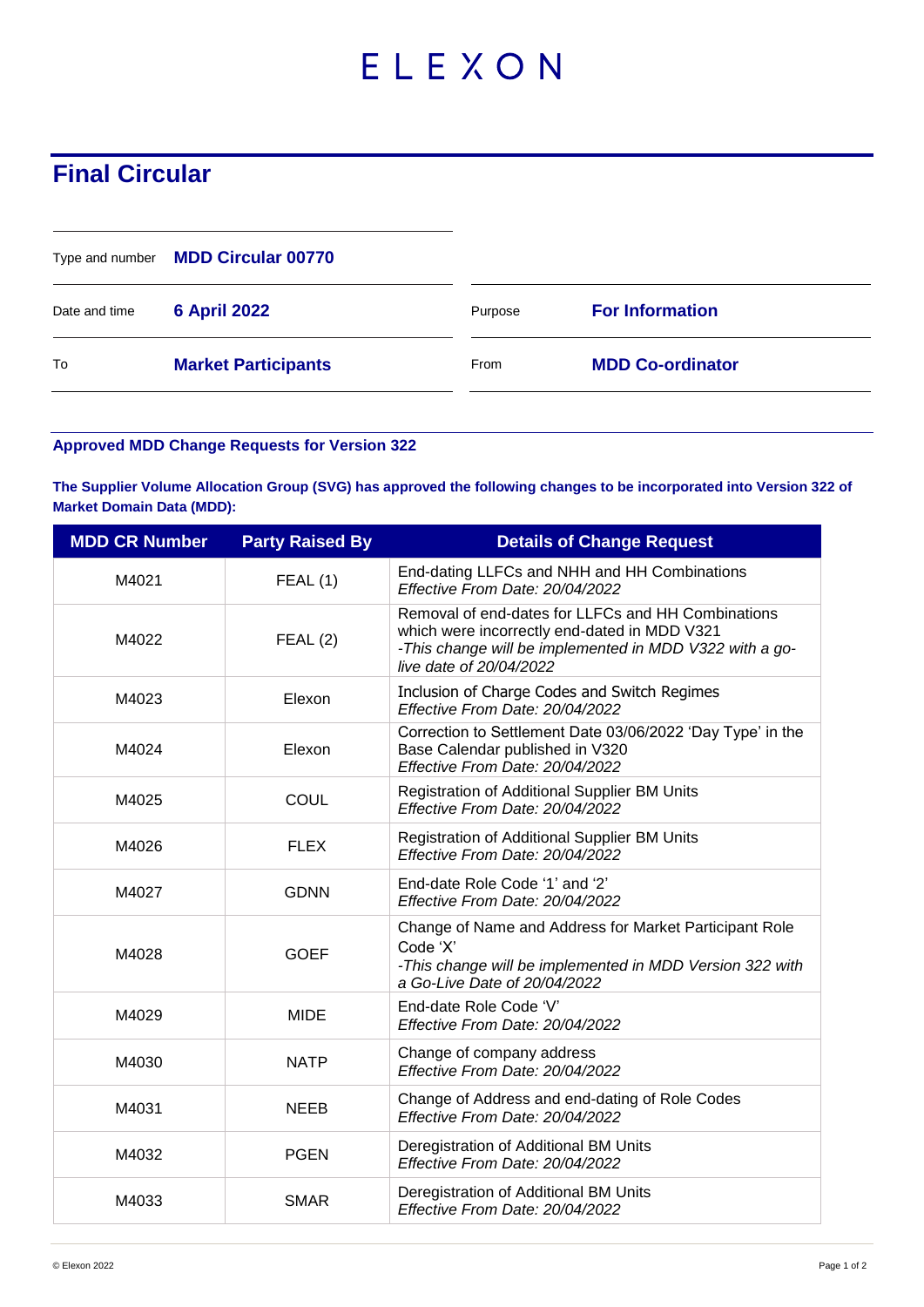ELEXON

# Final Circular

| | | | |
|---|---|---|---|
| Type and number | **MDD Circular 00770** | | |
| Date and time | **6 April 2022** | Purpose | **For Information** |
| To | **Market Participants** | From | **MDD Co-ordinator** |

### Approved MDD Change Requests for Version 322

**The Supplier Volume Allocation Group (SVG) has approved the following changes to be incorporated into Version 322 of Market Domain Data (MDD):**

| MDD CR Number | Party Raised By | Details of Change Request |
|---|---|---|
| M4021 | FEAL (1) | End-dating LLFCs and NHH and HH Combinations<br>*Effective From Date: 20/04/2022* |
| M4022 | FEAL (2) | Removal of end-dates for LLFCs and HH Combinations which were incorrectly end-dated in MDD V321<br>*-This change will be implemented in MDD V322 with a go-live date of 20/04/2022* |
| M4023 | Elexon | Inclusion of Charge Codes and Switch Regimes<br>*Effective From Date: 20/04/2022* |
| M4024 | Elexon | Correction to Settlement Date 03/06/2022 'Day Type' in the Base Calendar published in V320<br>*Effective From Date: 20/04/2022* |
| M4025 | COUL | Registration of Additional Supplier BM Units<br>*Effective From Date: 20/04/2022* |
| M4026 | FLEX | Registration of Additional Supplier BM Units<br>*Effective From Date: 20/04/2022* |
| M4027 | GDNN | End-date Role Code '1' and '2'<br>*Effective From Date: 20/04/2022* |
| M4028 | GOEF | Change of Name and Address for Market Participant Role Code 'X'<br>*-This change will be implemented in MDD Version 322 with a Go-Live Date of 20/04/2022* |
| M4029 | MIDE | End-date Role Code 'V'<br>*Effective From Date: 20/04/2022* |
| M4030 | NATP | Change of company address<br>*Effective From Date: 20/04/2022* |
| M4031 | NEEB | Change of Address and end-dating of Role Codes<br>*Effective From Date: 20/04/2022* |
| M4032 | PGEN | Deregistration of Additional BM Units<br>*Effective From Date: 20/04/2022* |
| M4033 | SMAR | Deregistration of Additional BM Units<br>*Effective From Date: 20/04/2022* |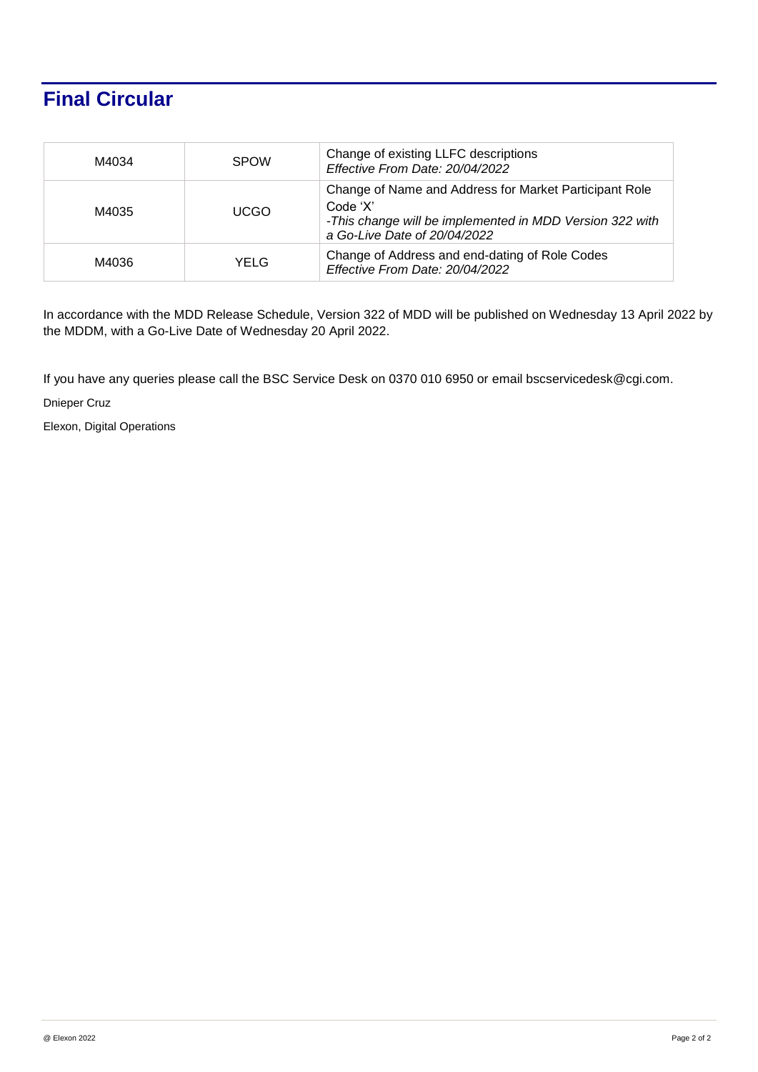## Final Circular

| | | |
|---|---|---|
| M4034 | SPOW | Change of existing LLFC descriptions<br>*Effective From Date: 20/04/2022* |
| M4035 | UCGO | Change of Name and Address for Market Participant Role Code 'X'<br>*-This change will be implemented in MDD Version 322 with a Go-Live Date of 20/04/2022* |
| M4036 | YELG | Change of Address and end-dating of Role Codes<br>*Effective From Date: 20/04/2022* |

In accordance with the MDD Release Schedule, Version 322 of MDD will be published on Wednesday 13 April 2022 by the MDDM, with a Go-Live Date of Wednesday 20 April 2022.

If you have any queries please call the BSC Service Desk on 0370 010 6950 or email bscservicedesk@cgi.com.

Dnieper Cruz

Elexon, Digital Operations